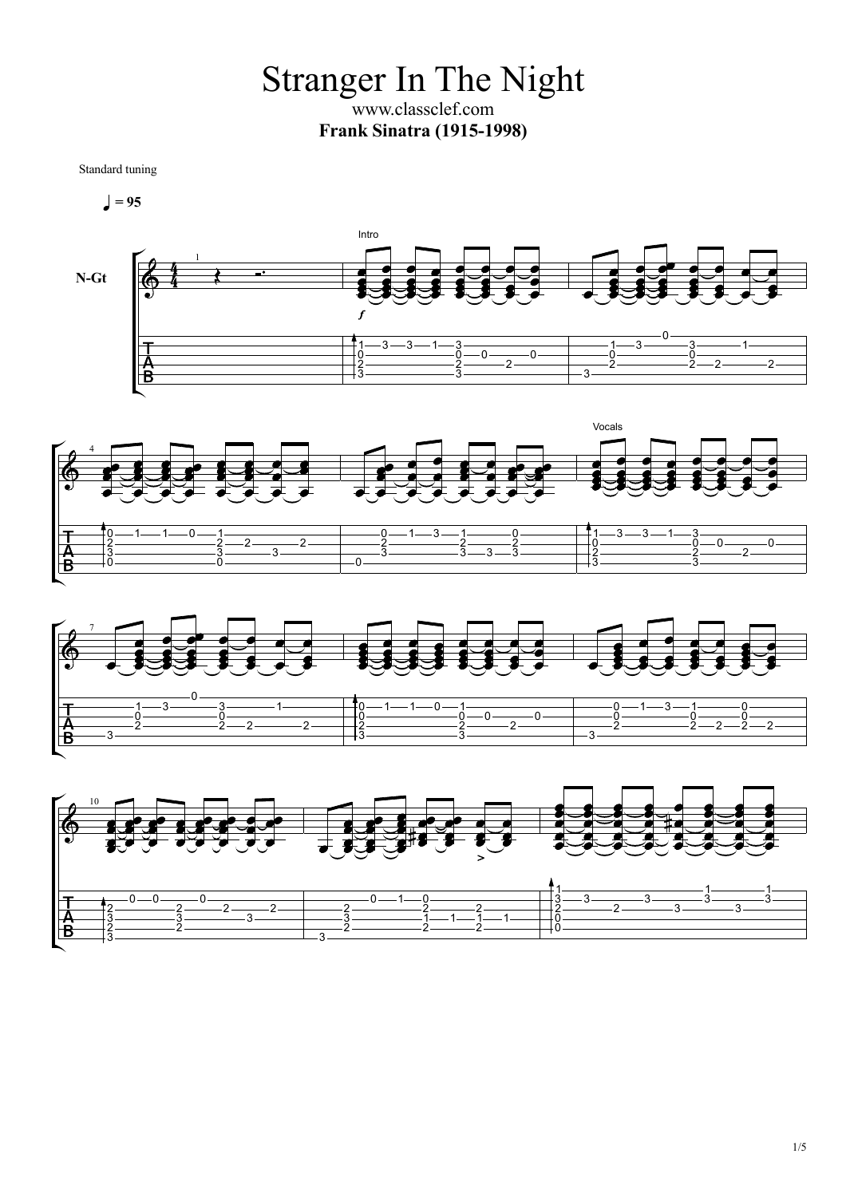# Stranger In The Night

www.classclef.com

**Frank Sinatra (1915-1998)**

Standard tuning

♩ = 95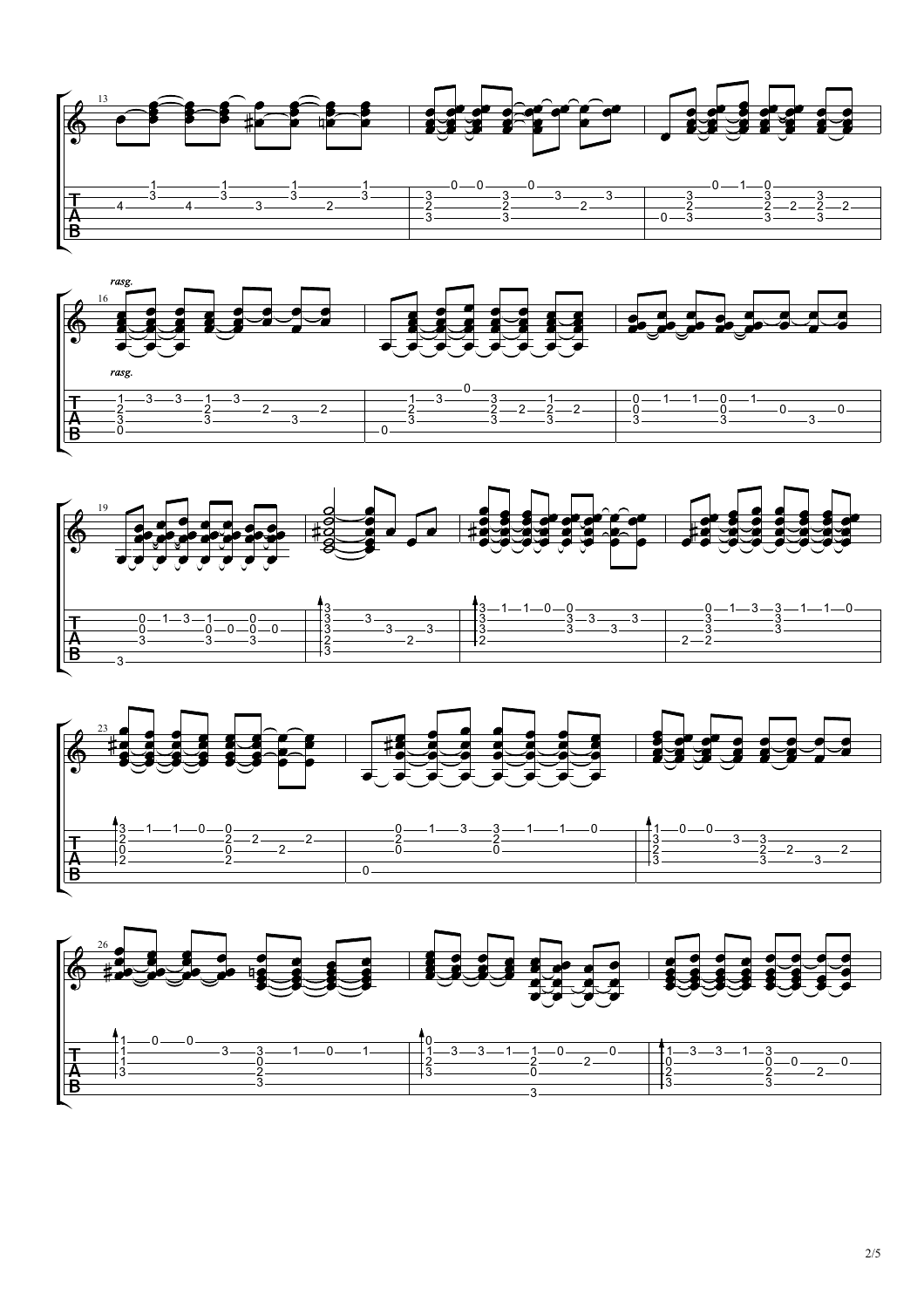*rasg.*

*rasg.*